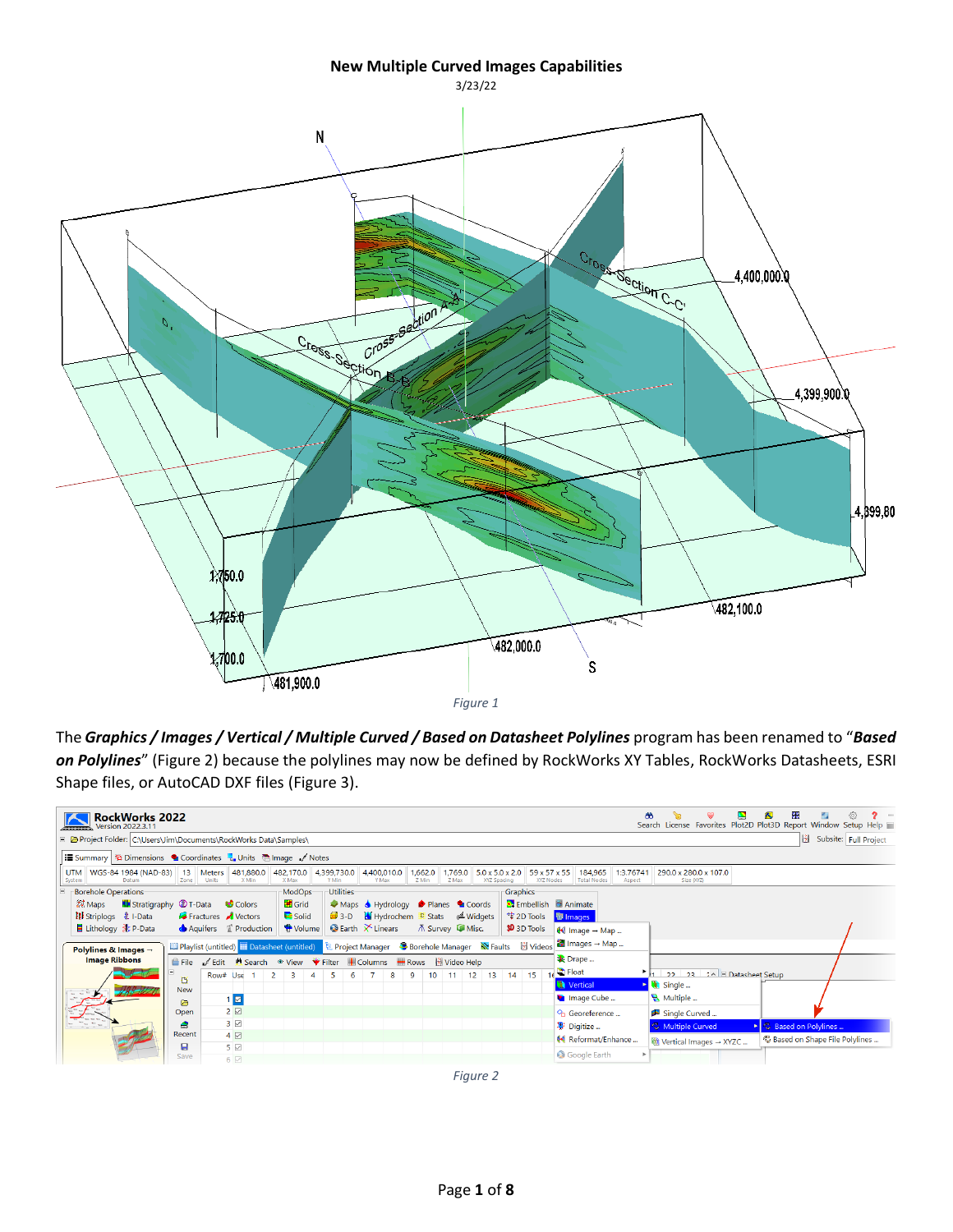# New Multiple Curved Images Capabilities

3/23/22

Figure 1

The ***Graphics / Images / Vertical / Multiple Curved / Based on Datasheet Polylines*** program has been renamed to "***Based on Polylines***" (Figure 2) because the polylines may now be defined by RockWorks XY Tables, RockWorks Datasheets, ESRI Shape files, or AutoCAD DXF files (Figure 3).

Figure 2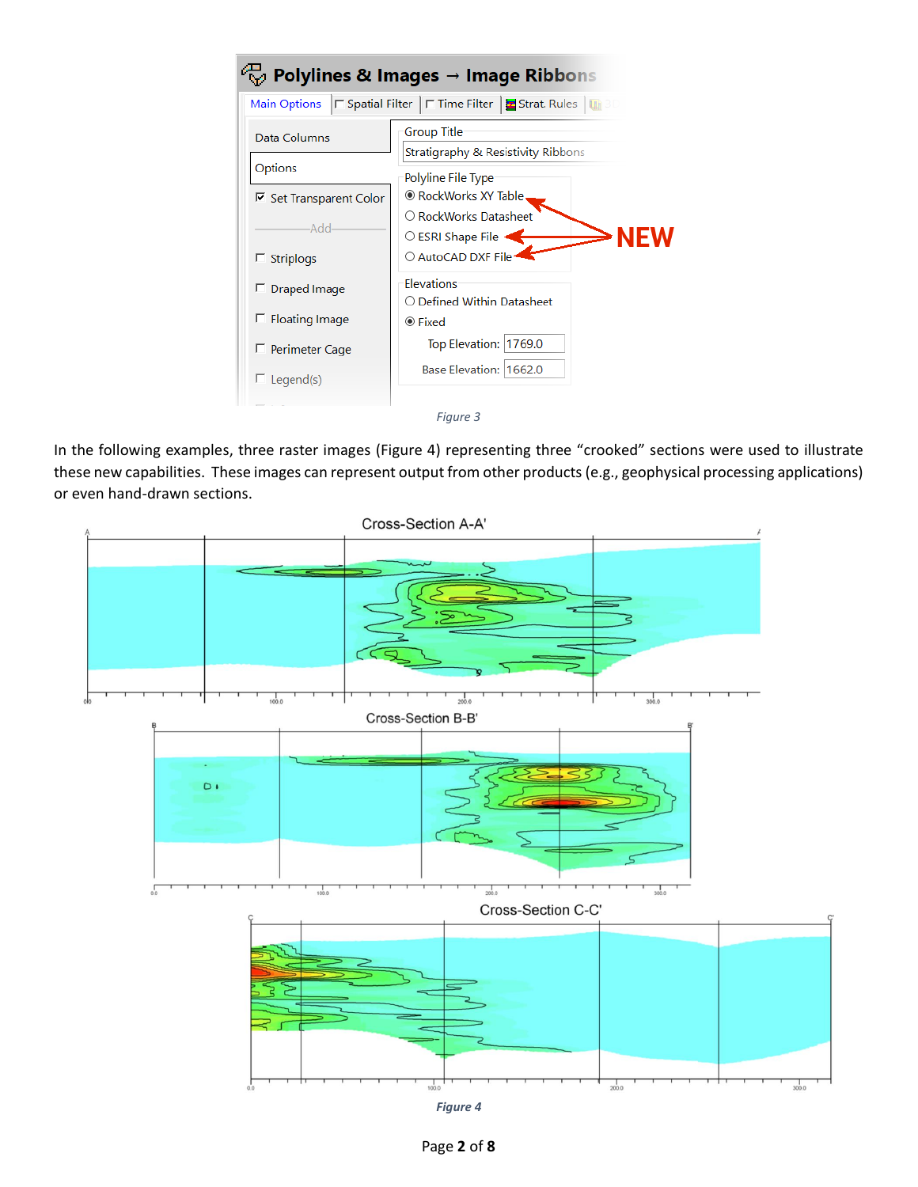Figure 3

In the following examples, three raster images (Figure 4) representing three “crooked” sections were used to illustrate these new capabilities. These images can represent output from other products (e.g., geophysical processing applications) or even hand-drawn sections.

Figure 4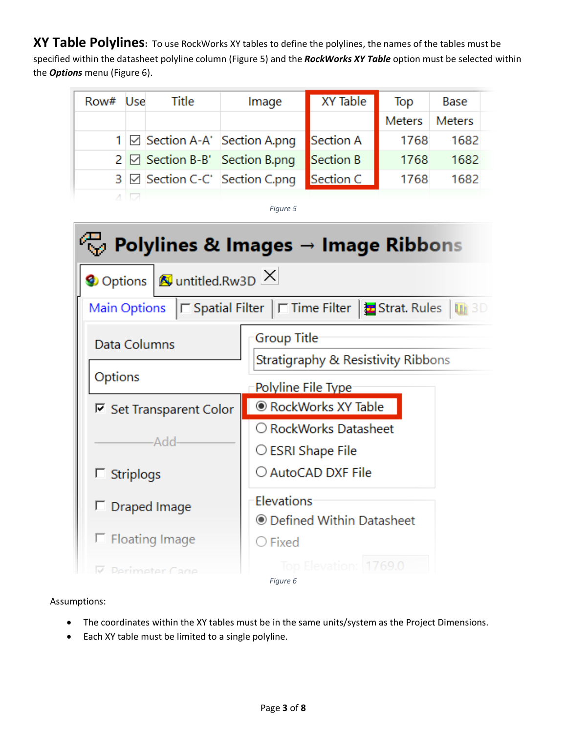**XY Table Polylines**: To use RockWorks XY tables to define the polylines, the names of the tables must be specified within the datasheet polyline column (Figure 5) and the ***RockWorks XY Table*** option must be selected within the ***Options*** menu (Figure 6).

| Row# | Use | Title | Image | XY Table | Top | Base |
|---|---|---|---|---|---|---|
| | | | | | Meters | Meters |
| 1 | ☑ | Section A-A' | Section A.png | Section A | 1768 | 1682 |
| 2 | ☑ | Section B-B' | Section B.png | Section B | 1768 | 1682 |
| 3 | ☑ | Section C-C' | Section C.png | Section C | 1768 | 1682 |

*Figure 5*

*Figure 6*

Assumptions:

- The coordinates within the XY tables must be in the same units/system as the Project Dimensions.
- Each XY table must be limited to a single polyline.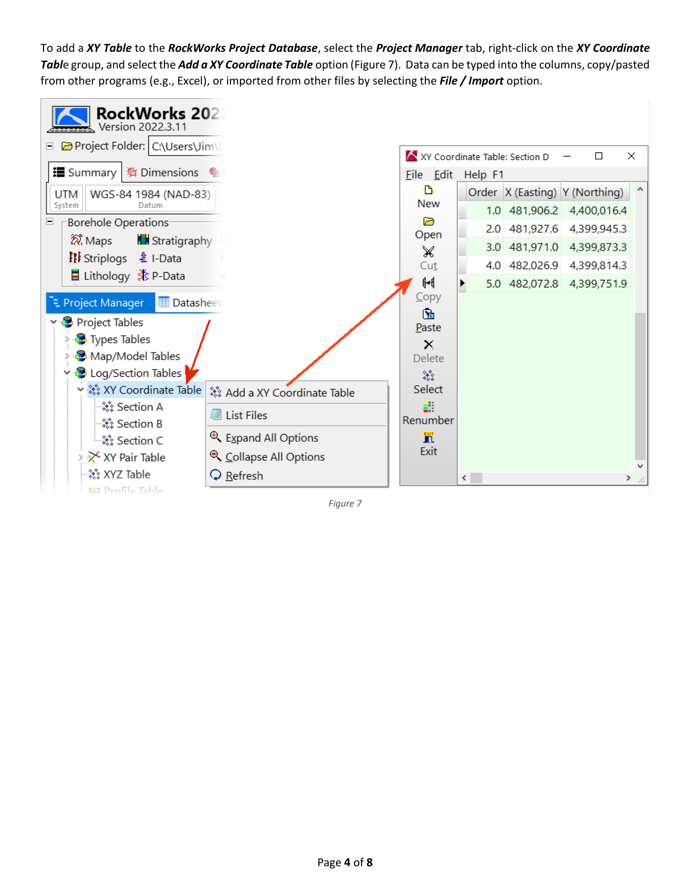To add a ***XY Table*** to the ***RockWorks Project Database***, select the ***Project Manager*** tab, right-click on the ***XY Coordinate Table*** group, and select the ***Add a XY Coordinate Table*** option (Figure 7). Data can be typed into the columns, copy/pasted from other programs (e.g., Excel), or imported from other files by selecting the ***File / Import*** option.

*Figure 7*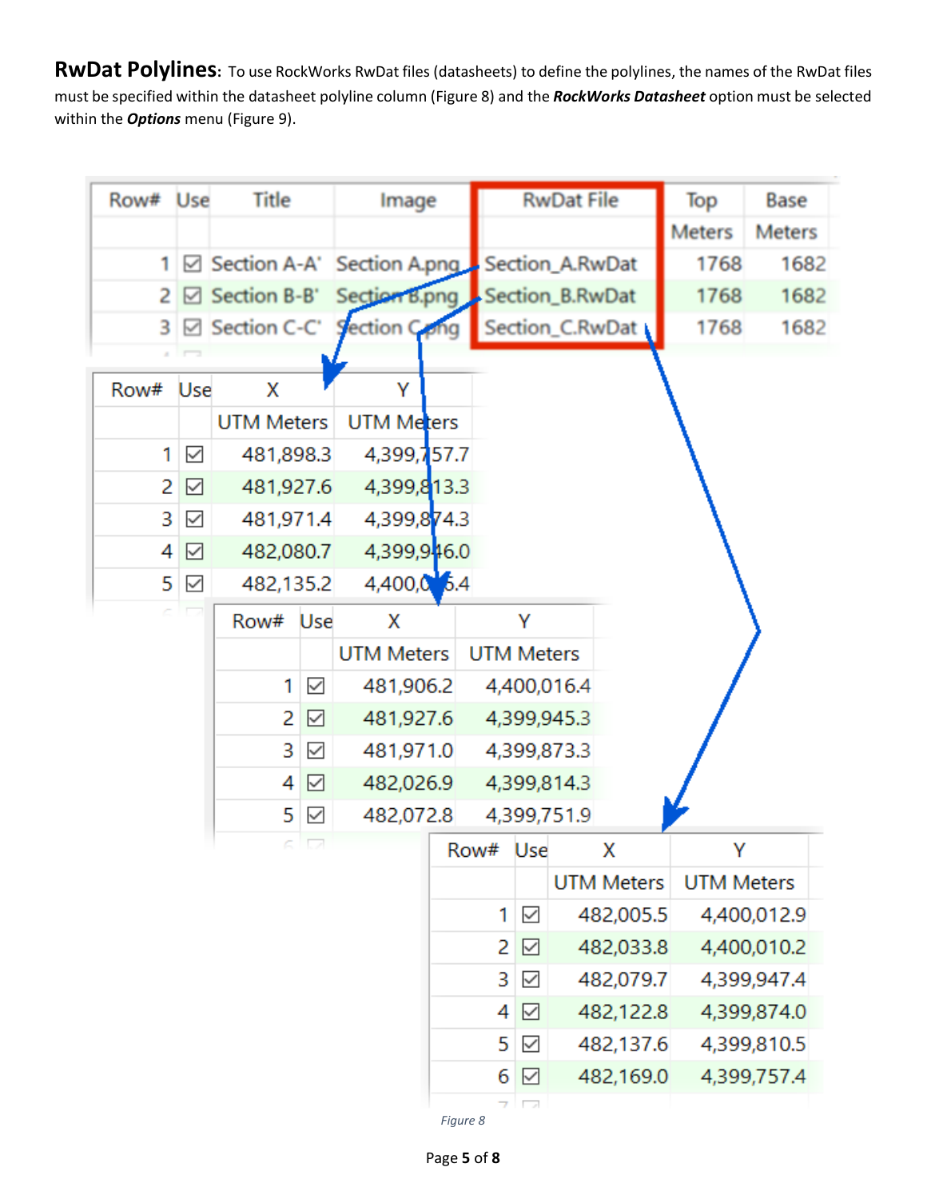**RwDat Polylines:** To use RockWorks RwDat files (datasheets) to define the polylines, the names of the RwDat files must be specified within the datasheet polyline column (Figure 8) and the ***RockWorks Datasheet*** option must be selected within the ***Options*** menu (Figure 9).

| Row# | Use | Title | Image | RwDat File | Top | Base |
|---|---|---|---|---|---|---|
| | | | | | Meters | Meters |
| 1 | ☑ | Section A-A' | Section A.png | Section_A.RwDat | 1768 | 1682 |
| 2 | ☑ | Section B-B' | Section B.png | Section_B.RwDat | 1768 | 1682 |
| 3 | ☑ | Section C-C' | Section C.png | Section_C.RwDat | 1768 | 1682 |

| Row# | Use | X | Y |
|---|---|---|---|
| | | UTM Meters | UTM Meters |
| 1 | ☑ | 481,898.3 | 4,399,757.7 |
| 2 | ☑ | 481,927.6 | 4,399,813.3 |
| 3 | ☑ | 481,971.4 | 4,399,874.3 |
| 4 | ☑ | 482,080.7 | 4,399,946.0 |
| 5 | ☑ | 482,135.2 | 4,400,0_5.4 |

| Row# | Use | X | Y |
|---|---|---|---|
| | | UTM Meters | UTM Meters |
| 1 | ☑ | 481,906.2 | 4,400,016.4 |
| 2 | ☑ | 481,927.6 | 4,399,945.3 |
| 3 | ☑ | 481,971.0 | 4,399,873.3 |
| 4 | ☑ | 482,026.9 | 4,399,814.3 |
| 5 | ☑ | 482,072.8 | 4,399,751.9 |

| Row# | Use | X | Y |
|---|---|---|---|
| | | UTM Meters | UTM Meters |
| 1 | ☑ | 482,005.5 | 4,400,012.9 |
| 2 | ☑ | 482,033.8 | 4,400,010.2 |
| 3 | ☑ | 482,079.7 | 4,399,947.4 |
| 4 | ☑ | 482,122.8 | 4,399,874.0 |
| 5 | ☑ | 482,137.6 | 4,399,810.5 |
| 6 | ☑ | 482,169.0 | 4,399,757.4 |

*Figure 8*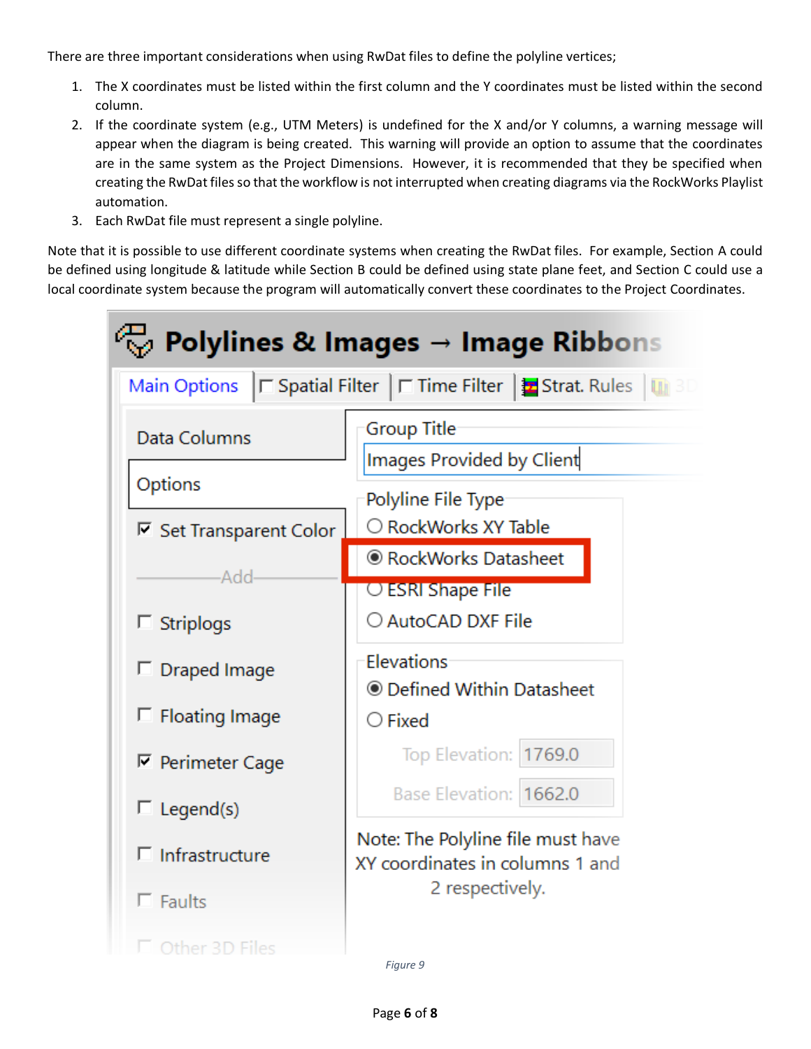There are three important considerations when using RwDat files to define the polyline vertices;

1. The X coordinates must be listed within the first column and the Y coordinates must be listed within the second column.
2. If the coordinate system (e.g., UTM Meters) is undefined for the X and/or Y columns, a warning message will appear when the diagram is being created. This warning will provide an option to assume that the coordinates are in the same system as the Project Dimensions. However, it is recommended that they be specified when creating the RwDat files so that the workflow is not interrupted when creating diagrams via the RockWorks Playlist automation.
3. Each RwDat file must represent a single polyline.

Note that it is possible to use different coordinate systems when creating the RwDat files. For example, Section A could be defined using longitude & latitude while Section B could be defined using state plane feet, and Section C could use a local coordinate system because the program will automatically convert these coordinates to the Project Coordinates.

*Figure 9*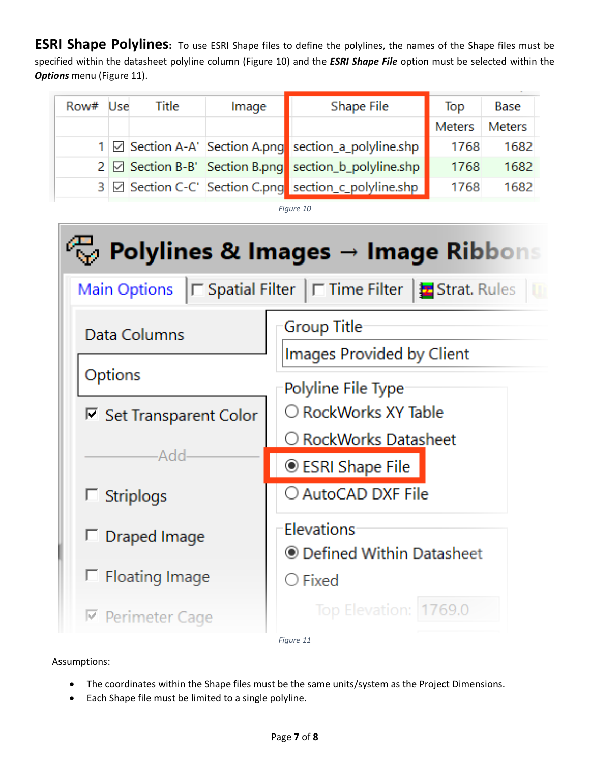**ESRI Shape Polylines**: To use ESRI Shape files to define the polylines, the names of the Shape files must be specified within the datasheet polyline column (Figure 10) and the ***ESRI Shape File*** option must be selected within the ***Options*** menu (Figure 11).

| Row# | Use | Title | Image | Shape File | Top | Base |
|---|---|---|---|---|---|---|
| | | | | | Meters | Meters |
| 1 | ☑ | Section A-A' | Section A.png | section_a_polyline.shp | 1768 | 1682 |
| 2 | ☑ | Section B-B' | Section B.png | section_b_polyline.shp | 1768 | 1682 |
| 3 | ☑ | Section C-C' | Section C.png | section_c_polyline.shp | 1768 | 1682 |

*Figure 10*

*Figure 11*

Assumptions:

- The coordinates within the Shape files must be the same units/system as the Project Dimensions.
- Each Shape file must be limited to a single polyline.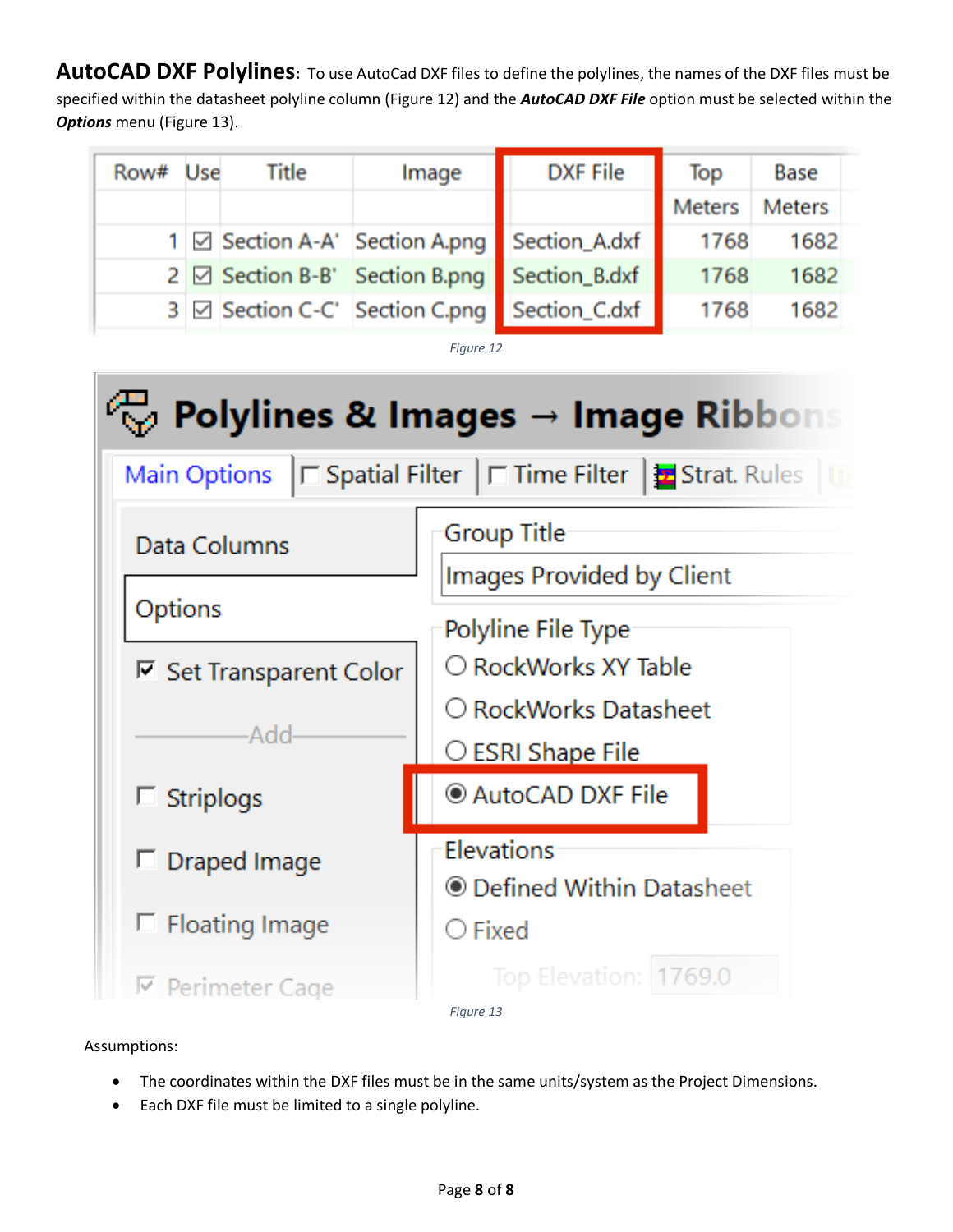**AutoCAD DXF Polylines:** To use AutoCad DXF files to define the polylines, the names of the DXF files must be specified within the datasheet polyline column (Figure 12) and the ***AutoCAD DXF File*** option must be selected within the ***Options*** menu (Figure 13).

| Row# | Use | Title | Image | DXF File | Top | Base |
|---|---|---|---|---|---|---|
| | | | | | Meters | Meters |
| 1 | ☑ | Section A-A' | Section A.png | Section_A.dxf | 1768 | 1682 |
| 2 | ☑ | Section B-B' | Section B.png | Section_B.dxf | 1768 | 1682 |
| 3 | ☑ | Section C-C' | Section C.png | Section_C.dxf | 1768 | 1682 |

*Figure 12*

Polylines & Images → Image Ribbons

Main Options | Spatial Filter | Time Filter | Strat. Rules

Data Columns

Options

☑ Set Transparent Color

Add

☐ Striplogs

☐ Draped Image

☐ Floating Image

☑ Perimeter Cage

Group Title

Images Provided by Client

Polyline File Type

○ RockWorks XY Table

○ RockWorks Datasheet

○ ESRI Shape File

◉ AutoCAD DXF File

Elevations

◉ Defined Within Datasheet

○ Fixed

Top Elevation: 1769.0

*Figure 13*

Assumptions:

- The coordinates within the DXF files must be in the same units/system as the Project Dimensions.
- Each DXF file must be limited to a single polyline.